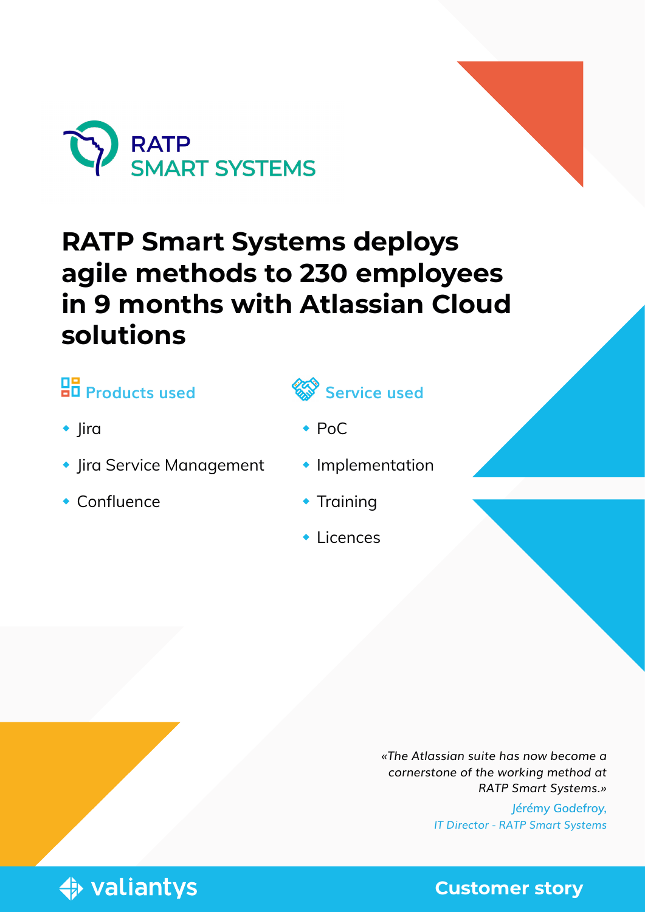RATP
SMART SYSTEMS

# RATP Smart Systems deploys agile methods to 230 employees in 9 months with Atlassian Cloud solutions

## Products used

- Jira
- Jira Service Management
- Confluence

## Service used

- PoC
- Implementation
- Training
- Licences

*«The Atlassian suite has now become a cornerstone of the working method at RATP Smart Systems.»*

*Jérémy Godefroy,*
*IT Director - RATP Smart Systems*

valiantys

**Customer story**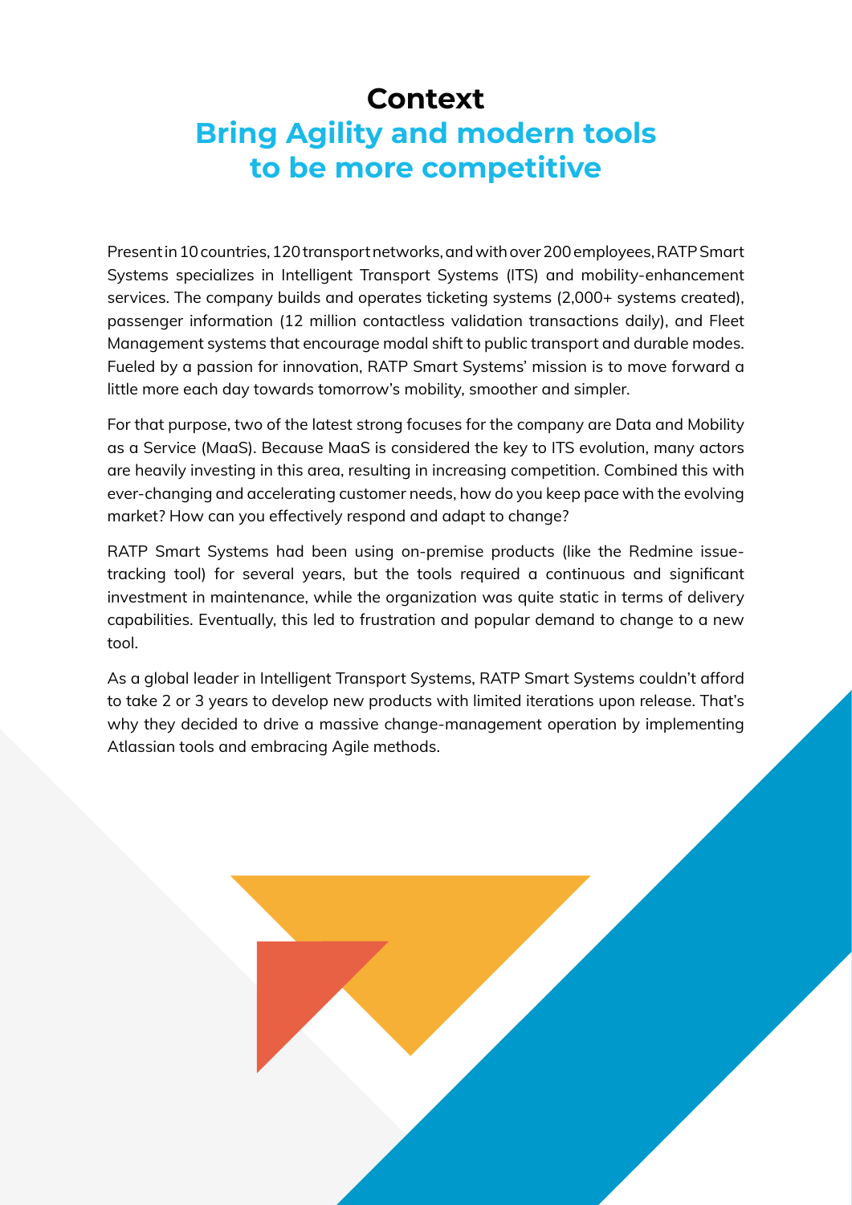# Context

## Bring Agility and modern tools to be more competitive

Present in 10 countries, 120 transport networks, and with over 200 employees, RATP Smart Systems specializes in Intelligent Transport Systems (ITS) and mobility-enhancement services. The company builds and operates ticketing systems (2,000+ systems created), passenger information (12 million contactless validation transactions daily), and Fleet Management systems that encourage modal shift to public transport and durable modes. Fueled by a passion for innovation, RATP Smart Systems' mission is to move forward a little more each day towards tomorrow's mobility, smoother and simpler.

For that purpose, two of the latest strong focuses for the company are Data and Mobility as a Service (MaaS). Because MaaS is considered the key to ITS evolution, many actors are heavily investing in this area, resulting in increasing competition. Combined this with ever-changing and accelerating customer needs, how do you keep pace with the evolving market? How can you effectively respond and adapt to change?

RATP Smart Systems had been using on-premise products (like the Redmine issue-tracking tool) for several years, but the tools required a continuous and significant investment in maintenance, while the organization was quite static in terms of delivery capabilities. Eventually, this led to frustration and popular demand to change to a new tool.

As a global leader in Intelligent Transport Systems, RATP Smart Systems couldn't afford to take 2 or 3 years to develop new products with limited iterations upon release. That's why they decided to drive a massive change-management operation by implementing Atlassian tools and embracing Agile methods.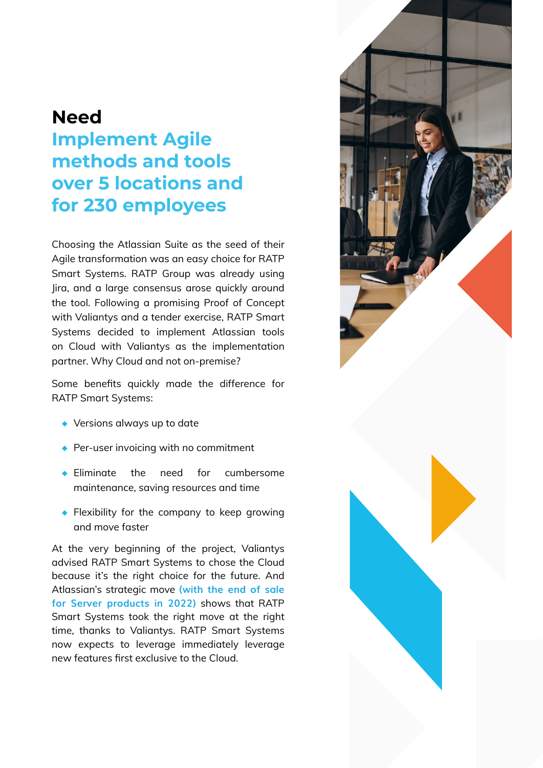# Need

## Implement Agile methods and tools over 5 locations and for 230 employees

Choosing the Atlassian Suite as the seed of their Agile transformation was an easy choice for RATP Smart Systems. RATP Group was already using Jira, and a large consensus arose quickly around the tool. Following a promising Proof of Concept with Valiantys and a tender exercise, RATP Smart Systems decided to implement Atlassian tools on Cloud with Valiantys as the implementation partner. Why Cloud and not on-premise?

Some benefits quickly made the difference for RATP Smart Systems:

- Versions always up to date
- Per-user invoicing with no commitment
- Eliminate the need for cumbersome maintenance, saving resources and time
- Flexibility for the company to keep growing and move faster

At the very beginning of the project, Valiantys advised RATP Smart Systems to chose the Cloud because it's the right choice for the future. And Atlassian's strategic move **(with the end of sale for Server products in 2022)** shows that RATP Smart Systems took the right move at the right time, thanks to Valiantys. RATP Smart Systems now expects to leverage immediately leverage new features first exclusive to the Cloud.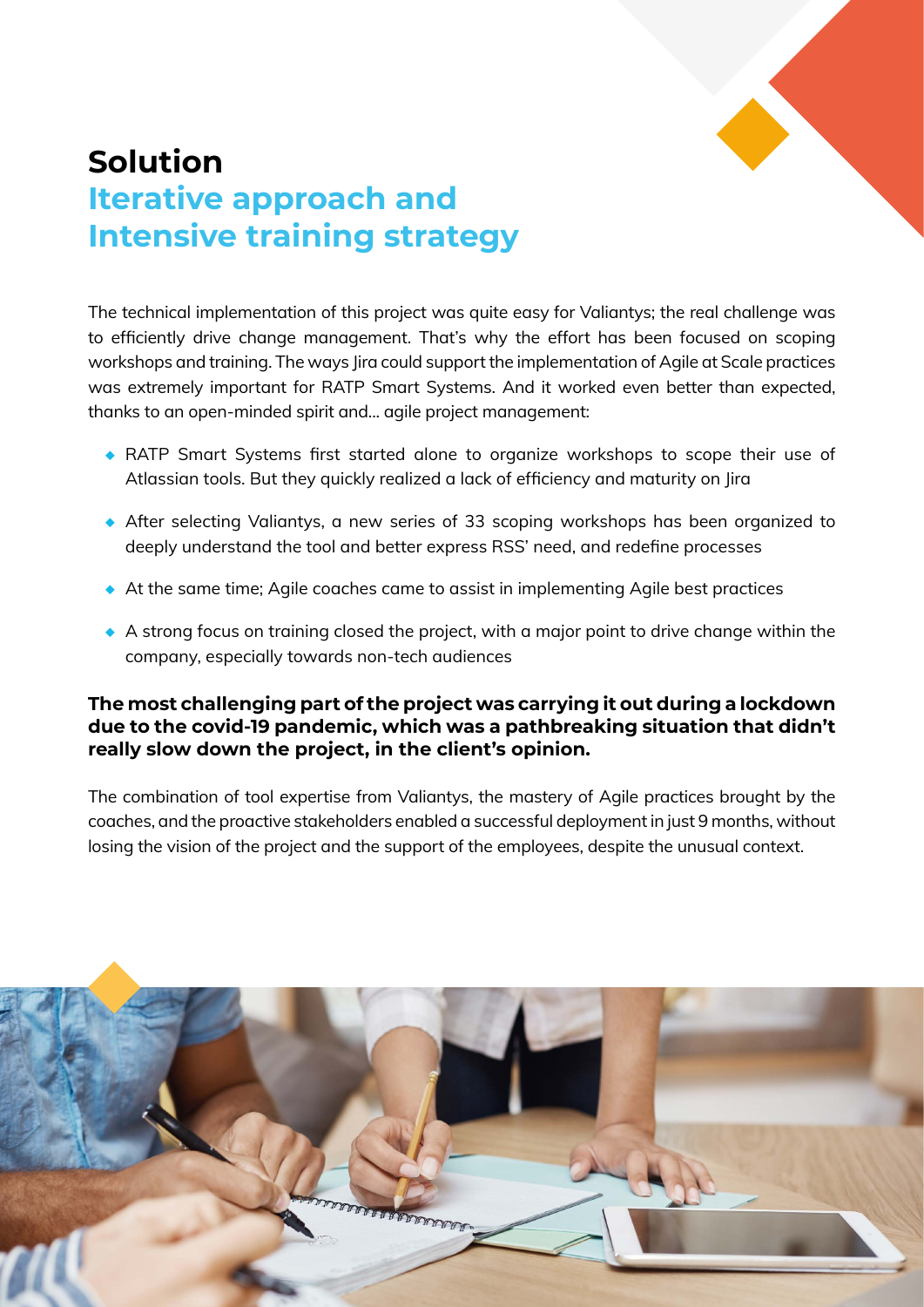# Solution
## Iterative approach and Intensive training strategy

The technical implementation of this project was quite easy for Valiantys; the real challenge was to efficiently drive change management. That's why the effort has been focused on scoping workshops and training. The ways Jira could support the implementation of Agile at Scale practices was extremely important for RATP Smart Systems. And it worked even better than expected, thanks to an open-minded spirit and... agile project management:

- RATP Smart Systems first started alone to organize workshops to scope their use of Atlassian tools. But they quickly realized a lack of efficiency and maturity on Jira
- After selecting Valiantys, a new series of 33 scoping workshops has been organized to deeply understand the tool and better express RSS' need, and redefine processes
- At the same time; Agile coaches came to assist in implementing Agile best practices
- A strong focus on training closed the project, with a major point to drive change within the company, especially towards non-tech audiences

**The most challenging part of the project was carrying it out during a lockdown due to the covid-19 pandemic, which was a pathbreaking situation that didn't really slow down the project, in the client's opinion.**

The combination of tool expertise from Valiantys, the mastery of Agile practices brought by the coaches, and the proactive stakeholders enabled a successful deployment in just 9 months, without losing the vision of the project and the support of the employees, despite the unusual context.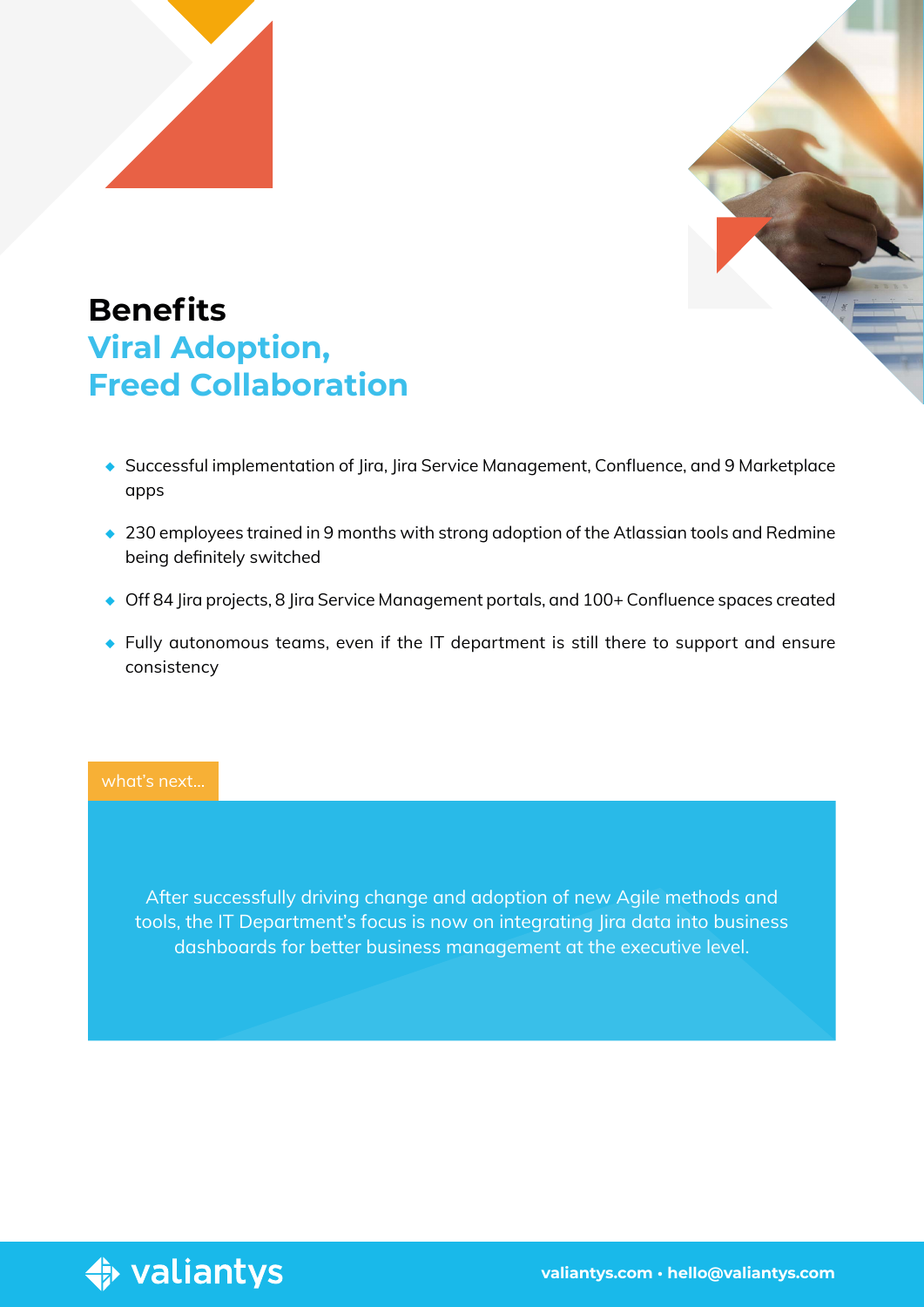# Benefits
## Viral Adoption, Freed Collaboration

- Successful implementation of Jira, Jira Service Management, Confluence, and 9 Marketplace apps
- 230 employees trained in 9 months with strong adoption of the Atlassian tools and Redmine being definitely switched
- Off 84 Jira projects, 8 Jira Service Management portals, and 100+ Confluence spaces created
- Fully autonomous teams, even if the IT department is still there to support and ensure consistency

what's next...

After successfully driving change and adoption of new Agile methods and tools, the IT Department's focus is now on integrating Jira data into business dashboards for better business management at the executive level.

valiantys

valiantys.com • hello@valiantys.com